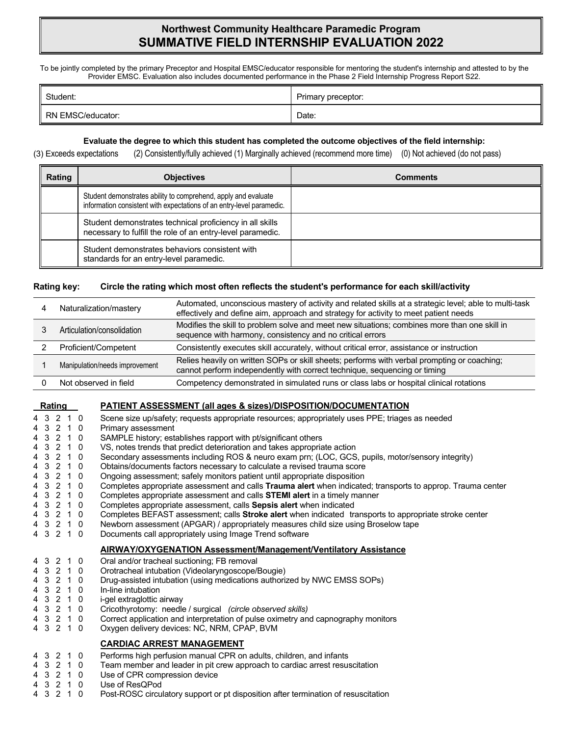# Northwest Community Healthcare Paramedic Program
# SUMMATIVE FIELD INTERNSHIP EVALUATION 2022

To be jointly completed by the primary Preceptor and Hospital EMSC/educator responsible for mentoring the student's internship and attested to by the Provider EMSC. Evaluation also includes documented performance in the Phase 2 Field Internship Progress Report S22.

| Student: | Primary preceptor: |
|---|---|
| RN EMSC/educator: | Date: |

**Evaluate the degree to which this student has completed the outcome objectives of the field internship:**

(3) Exceeds expectations (2) Consistently/fully achieved (1) Marginally achieved (recommend more time) (0) Not achieved (do not pass)

| Rating | Objectives | Comments |
|---|---|---|
| | Student demonstrates ability to comprehend, apply and evaluate information consistent with expectations of an entry-level paramedic. | |
| | Student demonstrates technical proficiency in all skills necessary to fulfill the role of an entry-level paramedic. | |
| | Student demonstrates behaviors consistent with standards for an entry-level paramedic. | |

**Rating key: Circle the rating which most often reflects the student's performance for each skill/activity**

| | | |
|---|---|---|
| 4 | Naturalization/mastery | Automated, unconscious mastery of activity and related skills at a strategic level; able to multi-task effectively and define aim, approach and strategy for activity to meet patient needs |
| 3 | Articulation/consolidation | Modifies the skill to problem solve and meet new situations; combines more than one skill in sequence with harmony, consistency and no critical errors |
| 2 | Proficient/Competent | Consistently executes skill accurately, without critical error, assistance or instruction |
| 1 | Manipulation/needs improvement | Relies heavily on written SOPs or skill sheets; performs with verbal prompting or coaching; cannot perform independently with correct technique, sequencing or timing |
| 0 | Not observed in field | Competency demonstrated in simulated runs or class labs or hospital clinical rotations |

| Rating | PATIENT ASSESSMENT (all ages & sizes)/DISPOSITION/DOCUMENTATION |
|---|---|
| 4 3 2 1 0 | Scene size up/safety; requests appropriate resources; appropriately uses PPE; triages as needed |
| 4 3 2 1 0 | Primary assessment |
| 4 3 2 1 0 | SAMPLE history; establishes rapport with pt/significant others |
| 4 3 2 1 0 | VS, notes trends that predict deterioration and takes appropriate action |
| 4 3 2 1 0 | Secondary assessments including ROS & neuro exam prn; (LOC, GCS, pupils, motor/sensory integrity) |
| 4 3 2 1 0 | Obtains/documents factors necessary to calculate a revised trauma score |
| 4 3 2 1 0 | Ongoing assessment; safely monitors patient until appropriate disposition |
| 4 3 2 1 0 | Completes appropriate assessment and calls **Trauma alert** when indicated; transports to approp. Trauma center |
| 4 3 2 1 0 | Completes appropriate assessment and calls **STEMI alert** in a timely manner |
| 4 3 2 1 0 | Completes appropriate assessment, calls **Sepsis alert** when indicated |
| 4 3 2 1 0 | Completes BEFAST assessment; calls **Stroke alert** when indicated transports to appropriate stroke center |
| 4 3 2 1 0 | Newborn assessment (APGAR) / appropriately measures child size using Broselow tape |
| 4 3 2 1 0 | Documents call appropriately using Image Trend software |

| | AIRWAY/OXYGENATION Assessment/Management/Ventilatory Assistance |
|---|---|
| 4 3 2 1 0 | Oral and/or tracheal suctioning; FB removal |
| 4 3 2 1 0 | Orotracheal intubation (Videolaryngoscope/Bougie) |
| 4 3 2 1 0 | Drug-assisted intubation (using medications authorized by NWC EMSS SOPs) |
| 4 3 2 1 0 | In-line intubation |
| 4 3 2 1 0 | i-gel extraglottic airway |
| 4 3 2 1 0 | Cricothyrotomy: needle / surgical *(circle observed skills)* |
| 4 3 2 1 0 | Correct application and interpretation of pulse oximetry and capnography monitors |
| 4 3 2 1 0 | Oxygen delivery devices: NC, NRM, CPAP, BVM |

| | CARDIAC ARREST MANAGEMENT |
|---|---|
| 4 3 2 1 0 | Performs high perfusion manual CPR on adults, children, and infants |
| 4 3 2 1 0 | Team member and leader in pit crew approach to cardiac arrest resuscitation |
| 4 3 2 1 0 | Use of CPR compression device |
| 4 3 2 1 0 | Use of ResQPod |
| 4 3 2 1 0 | Post-ROSC circulatory support or pt disposition after termination of resuscitation |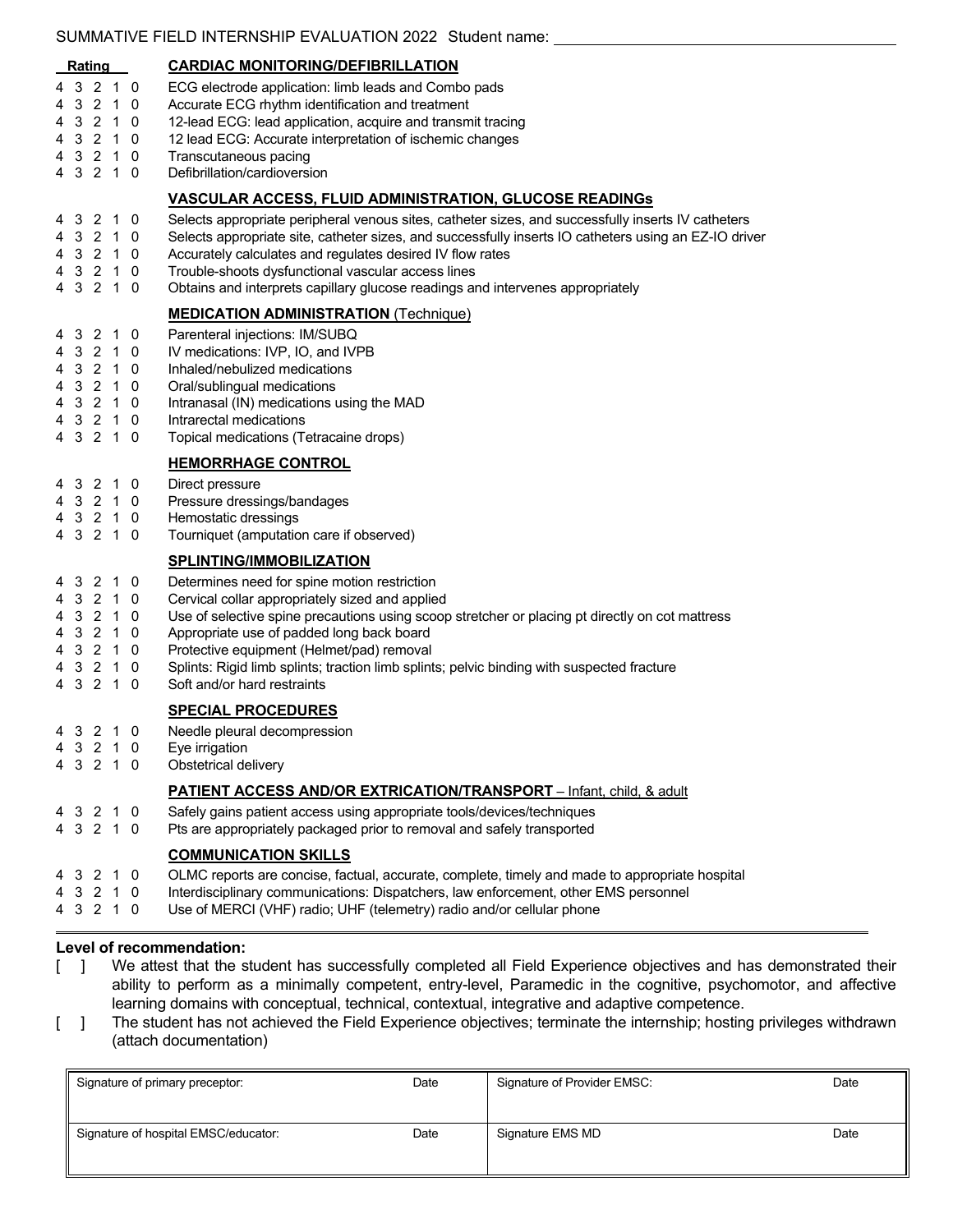SUMMATIVE FIELD INTERNSHIP EVALUATION 2022 Student name: ______________________

| Rating | |
|---|---|
| | **CARDIAC MONITORING/DEFIBRILLATION** |
| 4 3 2 1 0 | ECG electrode application: limb leads and Combo pads |
| 4 3 2 1 0 | Accurate ECG rhythm identification and treatment |
| 4 3 2 1 0 | 12-lead ECG: lead application, acquire and transmit tracing |
| 4 3 2 1 0 | 12 lead ECG: Accurate interpretation of ischemic changes |
| 4 3 2 1 0 | Transcutaneous pacing |
| 4 3 2 1 0 | Defibrillation/cardioversion |
| | **VASCULAR ACCESS, FLUID ADMINISTRATION, GLUCOSE READINGs** |
| 4 3 2 1 0 | Selects appropriate peripheral venous sites, catheter sizes, and successfully inserts IV catheters |
| 4 3 2 1 0 | Selects appropriate site, catheter sizes, and successfully inserts IO catheters using an EZ-IO driver |
| 4 3 2 1 0 | Accurately calculates and regulates desired IV flow rates |
| 4 3 2 1 0 | Trouble-shoots dysfunctional vascular access lines |
| 4 3 2 1 0 | Obtains and interprets capillary glucose readings and intervenes appropriately |
| | **MEDICATION ADMINISTRATION** (Technique) |
| 4 3 2 1 0 | Parenteral injections: IM/SUBQ |
| 4 3 2 1 0 | IV medications: IVP, IO, and IVPB |
| 4 3 2 1 0 | Inhaled/nebulized medications |
| 4 3 2 1 0 | Oral/sublingual medications |
| 4 3 2 1 0 | Intranasal (IN) medications using the MAD |
| 4 3 2 1 0 | Intrarectal medications |
| 4 3 2 1 0 | Topical medications (Tetracaine drops) |
| | **HEMORRHAGE CONTROL** |
| 4 3 2 1 0 | Direct pressure |
| 4 3 2 1 0 | Pressure dressings/bandages |
| 4 3 2 1 0 | Hemostatic dressings |
| 4 3 2 1 0 | Tourniquet (amputation care if observed) |
| | **SPLINTING/IMMOBILIZATION** |
| 4 3 2 1 0 | Determines need for spine motion restriction |
| 4 3 2 1 0 | Cervical collar appropriately sized and applied |
| 4 3 2 1 0 | Use of selective spine precautions using scoop stretcher or placing pt directly on cot mattress |
| 4 3 2 1 0 | Appropriate use of padded long back board |
| 4 3 2 1 0 | Protective equipment (Helmet/pad) removal |
| 4 3 2 1 0 | Splints: Rigid limb splints; traction limb splints; pelvic binding with suspected fracture |
| 4 3 2 1 0 | Soft and/or hard restraints |
| | **SPECIAL PROCEDURES** |
| 4 3 2 1 0 | Needle pleural decompression |
| 4 3 2 1 0 | Eye irrigation |
| 4 3 2 1 0 | Obstetrical delivery |
| | **PATIENT ACCESS AND/OR EXTRICATION/TRANSPORT** – Infant, child, & adult |
| 4 3 2 1 0 | Safely gains patient access using appropriate tools/devices/techniques |
| 4 3 2 1 0 | Pts are appropriately packaged prior to removal and safely transported |
| | **COMMUNICATION SKILLS** |
| 4 3 2 1 0 | OLMC reports are concise, factual, accurate, complete, timely and made to appropriate hospital |
| 4 3 2 1 0 | Interdisciplinary communications: Dispatchers, law enforcement, other EMS personnel |
| 4 3 2 1 0 | Use of MERCI (VHF) radio; UHF (telemetry) radio and/or cellular phone |

**Level of recommendation:**

[ ] We attest that the student has successfully completed all Field Experience objectives and has demonstrated their ability to perform as a minimally competent, entry-level, Paramedic in the cognitive, psychomotor, and affective learning domains with conceptual, technical, contextual, integrative and adaptive competence.

[ ] The student has not achieved the Field Experience objectives; terminate the internship; hosting privileges withdrawn (attach documentation)

| | | | |
|---|---|---|---|
| Signature of primary preceptor: | Date | Signature of Provider EMSC: | Date |
| Signature of hospital EMSC/educator: | Date | Signature EMS MD | Date |